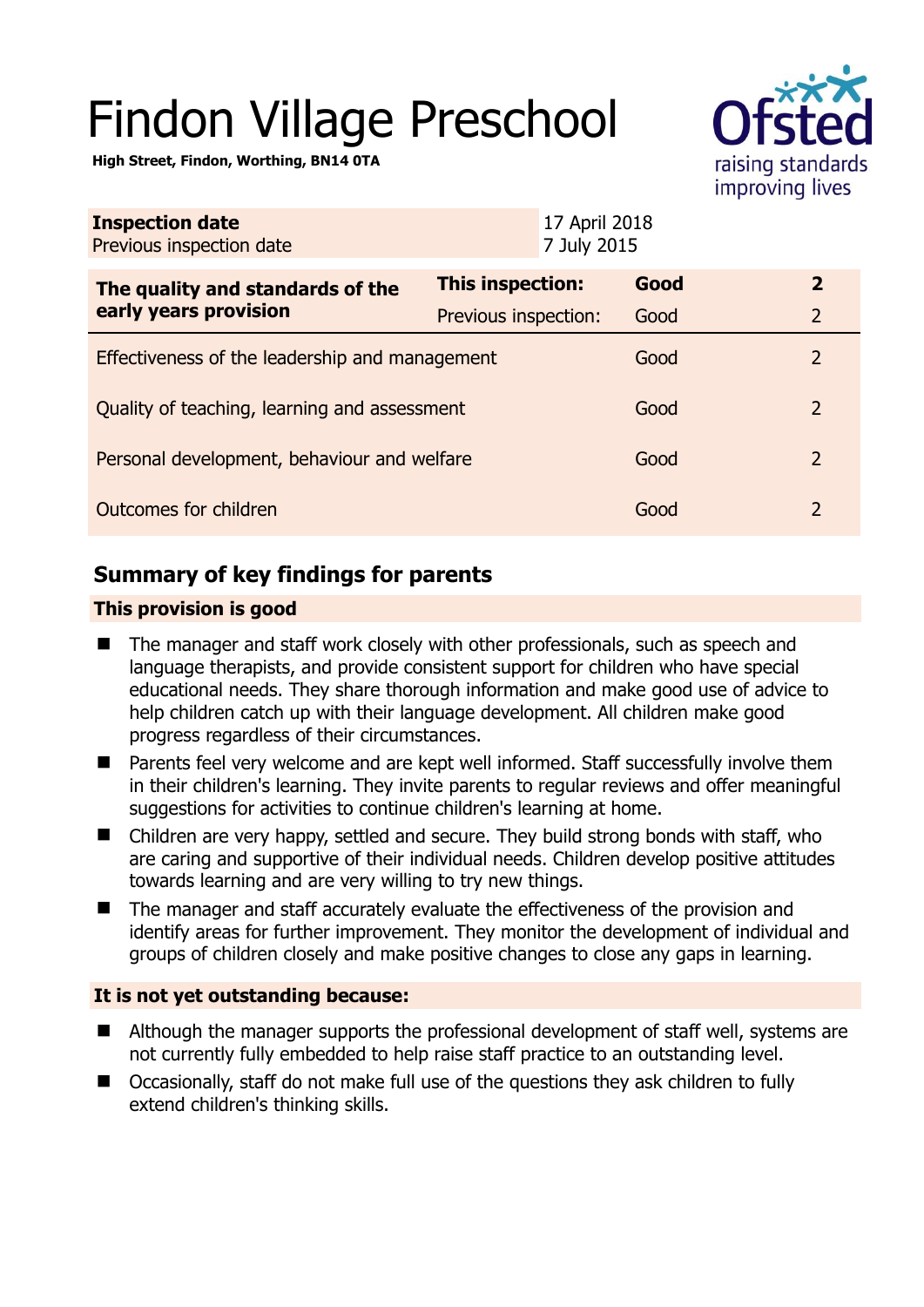# Findon Village Preschool

**High Street, Findon, Worthing, BN14 0TA**

| **Inspection date** | 17 April 2018 |
|---|---|
| Previous inspection date | 7 July 2015 |

| **The quality and standards of the early years provision** | **This inspection:** | **Good** | **2** |
|---|---|---|---|
| | Previous inspection: | Good | 2 |
| Effectiveness of the leadership and management | | Good | 2 |
| Quality of teaching, learning and assessment | | Good | 2 |
| Personal development, behaviour and welfare | | Good | 2 |
| Outcomes for children | | Good | 2 |

## Summary of key findings for parents

### This provision is good

- The manager and staff work closely with other professionals, such as speech and language therapists, and provide consistent support for children who have special educational needs. They share thorough information and make good use of advice to help children catch up with their language development. All children make good progress regardless of their circumstances.
- Parents feel very welcome and are kept well informed. Staff successfully involve them in their children's learning. They invite parents to regular reviews and offer meaningful suggestions for activities to continue children's learning at home.
- Children are very happy, settled and secure. They build strong bonds with staff, who are caring and supportive of their individual needs. Children develop positive attitudes towards learning and are very willing to try new things.
- The manager and staff accurately evaluate the effectiveness of the provision and identify areas for further improvement. They monitor the development of individual and groups of children closely and make positive changes to close any gaps in learning.

### It is not yet outstanding because:

- Although the manager supports the professional development of staff well, systems are not currently fully embedded to help raise staff practice to an outstanding level.
- Occasionally, staff do not make full use of the questions they ask children to fully extend children's thinking skills.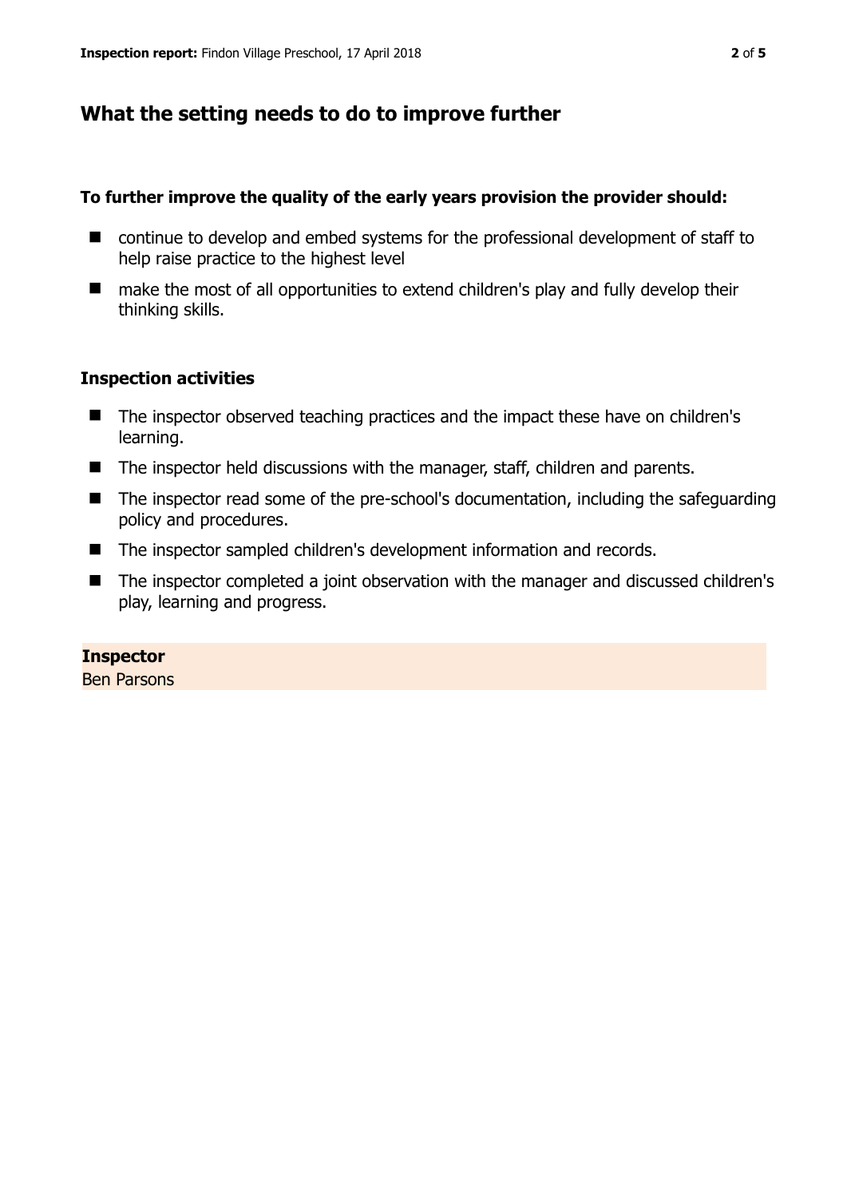## What the setting needs to do to improve further

**To further improve the quality of the early years provision the provider should:**

- continue to develop and embed systems for the professional development of staff to help raise practice to the highest level
- make the most of all opportunities to extend children's play and fully develop their thinking skills.

### Inspection activities

- The inspector observed teaching practices and the impact these have on children's learning.
- The inspector held discussions with the manager, staff, children and parents.
- The inspector read some of the pre-school's documentation, including the safeguarding policy and procedures.
- The inspector sampled children's development information and records.
- The inspector completed a joint observation with the manager and discussed children's play, learning and progress.

**Inspector**
Ben Parsons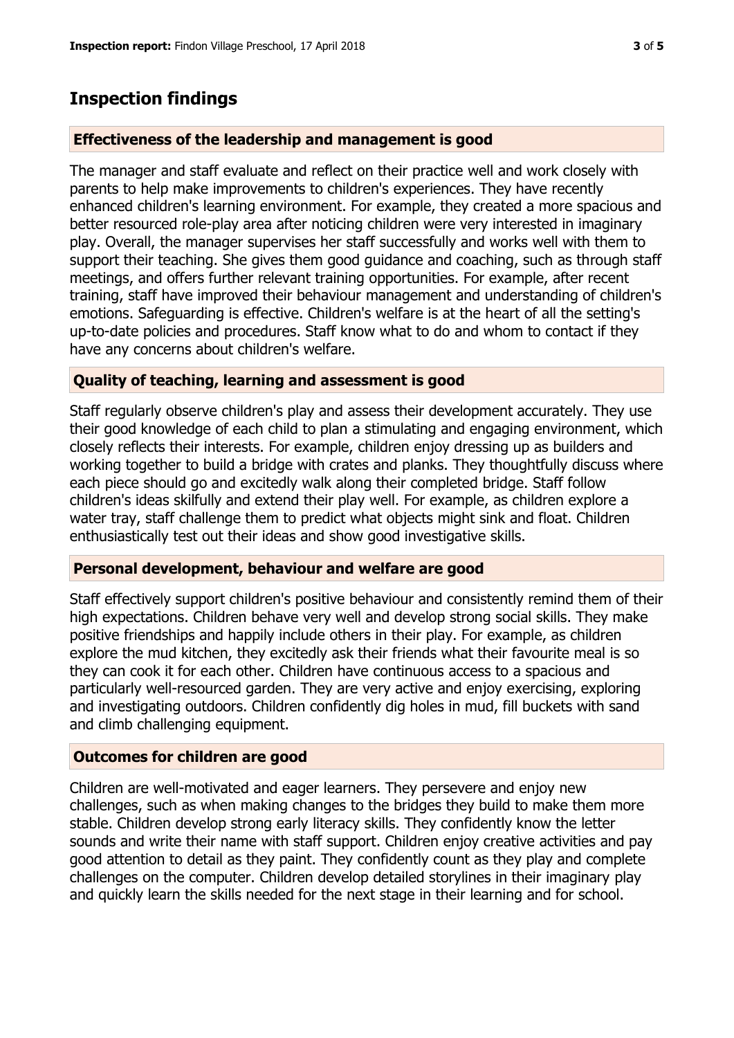# Inspection findings

### Effectiveness of the leadership and management is good

The manager and staff evaluate and reflect on their practice well and work closely with parents to help make improvements to children's experiences. They have recently enhanced children's learning environment. For example, they created a more spacious and better resourced role-play area after noticing children were very interested in imaginary play. Overall, the manager supervises her staff successfully and works well with them to support their teaching. She gives them good guidance and coaching, such as through staff meetings, and offers further relevant training opportunities. For example, after recent training, staff have improved their behaviour management and understanding of children's emotions. Safeguarding is effective. Children's welfare is at the heart of all the setting's up-to-date policies and procedures. Staff know what to do and whom to contact if they have any concerns about children's welfare.

### Quality of teaching, learning and assessment is good

Staff regularly observe children's play and assess their development accurately. They use their good knowledge of each child to plan a stimulating and engaging environment, which closely reflects their interests. For example, children enjoy dressing up as builders and working together to build a bridge with crates and planks. They thoughtfully discuss where each piece should go and excitedly walk along their completed bridge. Staff follow children's ideas skilfully and extend their play well. For example, as children explore a water tray, staff challenge them to predict what objects might sink and float. Children enthusiastically test out their ideas and show good investigative skills.

### Personal development, behaviour and welfare are good

Staff effectively support children's positive behaviour and consistently remind them of their high expectations. Children behave very well and develop strong social skills. They make positive friendships and happily include others in their play. For example, as children explore the mud kitchen, they excitedly ask their friends what their favourite meal is so they can cook it for each other. Children have continuous access to a spacious and particularly well-resourced garden. They are very active and enjoy exercising, exploring and investigating outdoors. Children confidently dig holes in mud, fill buckets with sand and climb challenging equipment.

### Outcomes for children are good

Children are well-motivated and eager learners. They persevere and enjoy new challenges, such as when making changes to the bridges they build to make them more stable. Children develop strong early literacy skills. They confidently know the letter sounds and write their name with staff support. Children enjoy creative activities and pay good attention to detail as they paint. They confidently count as they play and complete challenges on the computer. Children develop detailed storylines in their imaginary play and quickly learn the skills needed for the next stage in their learning and for school.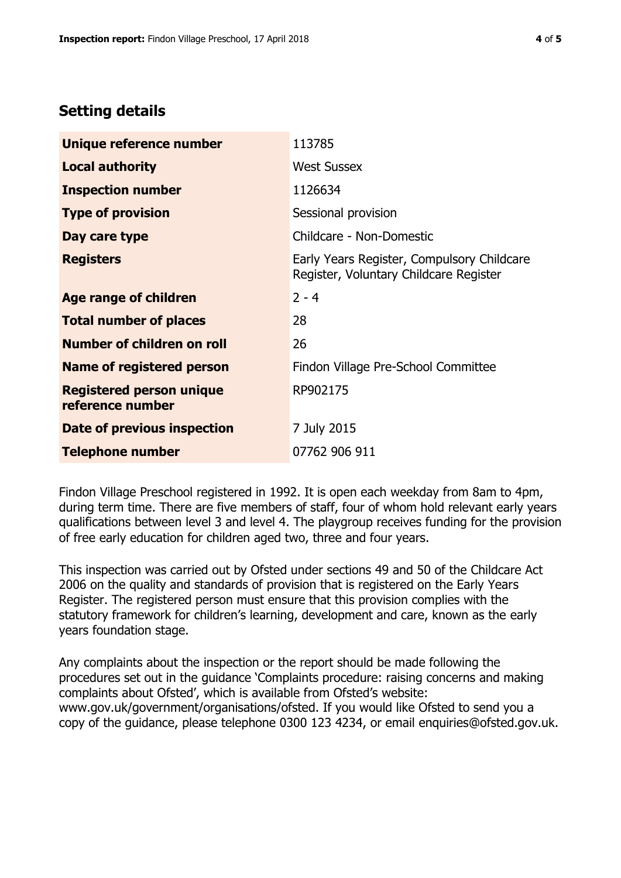## Setting details

| | |
|---|---|
| **Unique reference number** | 113785 |
| **Local authority** | West Sussex |
| **Inspection number** | 1126634 |
| **Type of provision** | Sessional provision |
| **Day care type** | Childcare - Non-Domestic |
| **Registers** | Early Years Register, Compulsory Childcare Register, Voluntary Childcare Register |
| **Age range of children** | 2 - 4 |
| **Total number of places** | 28 |
| **Number of children on roll** | 26 |
| **Name of registered person** | Findon Village Pre-School Committee |
| **Registered person unique reference number** | RP902175 |
| **Date of previous inspection** | 7 July 2015 |
| **Telephone number** | 07762 906 911 |

Findon Village Preschool registered in 1992. It is open each weekday from 8am to 4pm, during term time. There are five members of staff, four of whom hold relevant early years qualifications between level 3 and level 4. The playgroup receives funding for the provision of free early education for children aged two, three and four years.

This inspection was carried out by Ofsted under sections 49 and 50 of the Childcare Act 2006 on the quality and standards of provision that is registered on the Early Years Register. The registered person must ensure that this provision complies with the statutory framework for children's learning, development and care, known as the early years foundation stage.

Any complaints about the inspection or the report should be made following the procedures set out in the guidance 'Complaints procedure: raising concerns and making complaints about Ofsted', which is available from Ofsted's website: www.gov.uk/government/organisations/ofsted. If you would like Ofsted to send you a copy of the guidance, please telephone 0300 123 4234, or email enquiries@ofsted.gov.uk.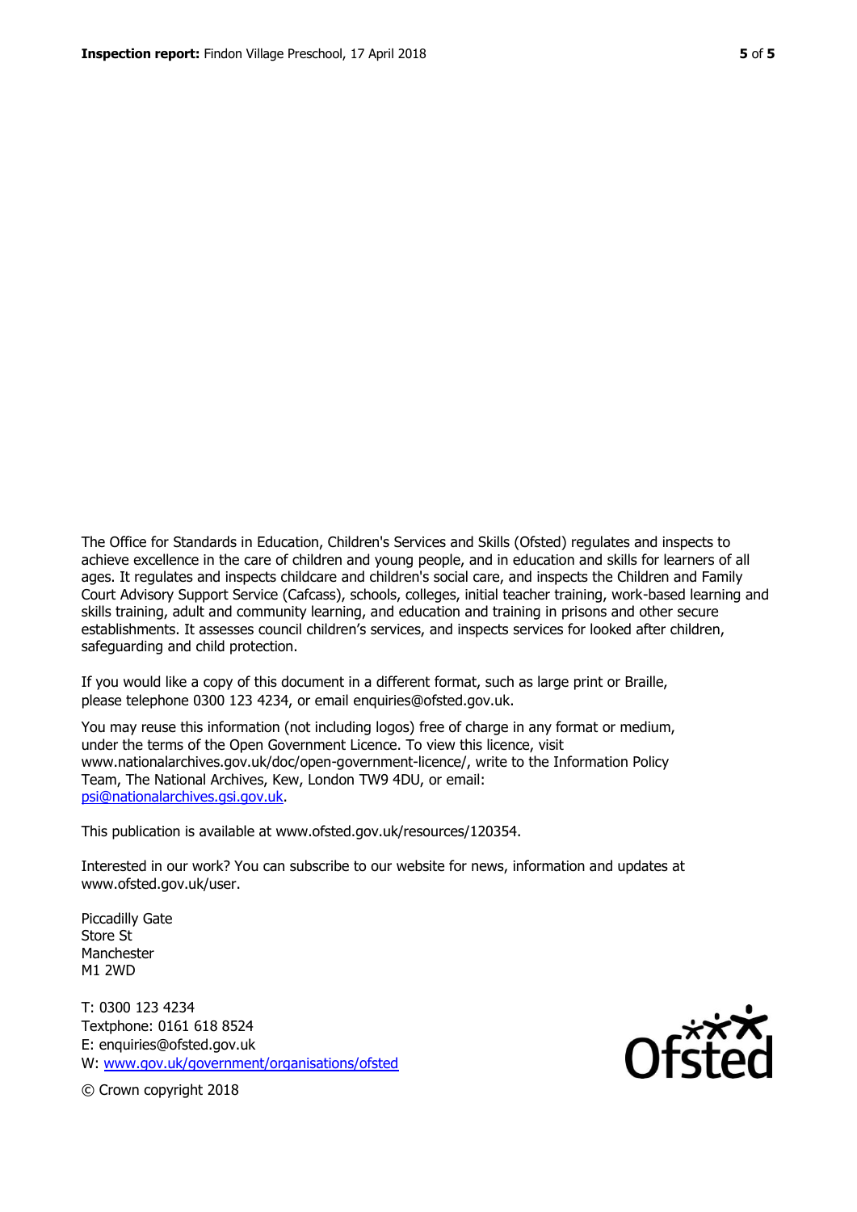The Office for Standards in Education, Children's Services and Skills (Ofsted) regulates and inspects to achieve excellence in the care of children and young people, and in education and skills for learners of all ages. It regulates and inspects childcare and children's social care, and inspects the Children and Family Court Advisory Support Service (Cafcass), schools, colleges, initial teacher training, work-based learning and skills training, adult and community learning, and education and training in prisons and other secure establishments. It assesses council children's services, and inspects services for looked after children, safeguarding and child protection.

If you would like a copy of this document in a different format, such as large print or Braille, please telephone 0300 123 4234, or email enquiries@ofsted.gov.uk.

You may reuse this information (not including logos) free of charge in any format or medium, under the terms of the Open Government Licence. To view this licence, visit www.nationalarchives.gov.uk/doc/open-government-licence/, write to the Information Policy Team, The National Archives, Kew, London TW9 4DU, or email: psi@nationalarchives.gsi.gov.uk.

This publication is available at www.ofsted.gov.uk/resources/120354.

Interested in our work? You can subscribe to our website for news, information and updates at www.ofsted.gov.uk/user.

Piccadilly Gate
Store St
Manchester
M1 2WD

T: 0300 123 4234
Textphone: 0161 618 8524
E: enquiries@ofsted.gov.uk
W: www.gov.uk/government/organisations/ofsted

© Crown copyright 2018